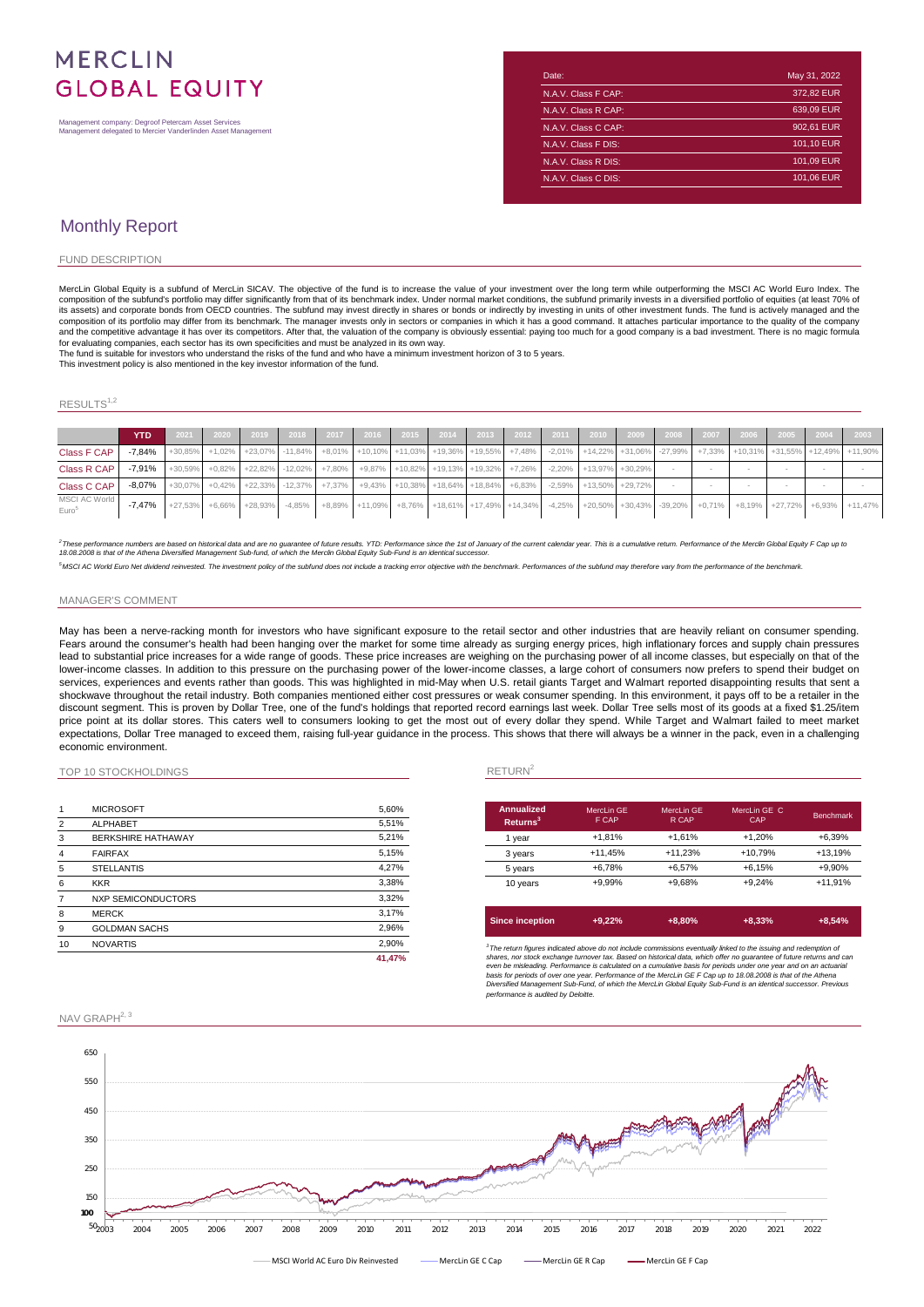# MERCLIN GLOBAL EQUITY

Management company: Degroof Petercam Asset Services
Management delegated to Mercier Vanderlinden Asset Management

| Date: | May 31, 2022 |
|---|---|
| N.A.V. Class F CAP: | 372,82 EUR |
| N.A.V. Class R CAP: | 639,09 EUR |
| N.A.V. Class C CAP: | 902,61 EUR |
| N.A.V. Class F DIS: | 101,10 EUR |
| N.A.V. Class R DIS: | 101,09 EUR |
| N.A.V. Class C DIS: | 101,06 EUR |

## Monthly Report

### FUND DESCRIPTION

MercLin Global Equity is a subfund of MercLin SICAV. The objective of the fund is to increase the value of your investment over the long term while outperforming the MSCI AC World Euro Index. The composition of the subfund's portfolio may differ significantly from that of its benchmark index. Under normal market conditions, the subfund primarily invests in a diversified portfolio of equities (at least 70% of its assets) and corporate bonds from OECD countries. The subfund may invest directly in shares or bonds or indirectly by investing in units of other investment funds. The fund is actively managed and the composition of its portfolio may differ from its benchmark. The manager invests only in sectors or companies in which it has a good command. It attaches particular importance to the quality of the company and the competitive advantage it has over its competitors. After that, the valuation of the company is obviously essential: paying too much for a good company is a bad investment. There is no magic formula for evaluating companies, each sector has its own specificities and must be analyzed in its own way.
The fund is suitable for investors who understand the risks of the fund and who have a minimum investment horizon of 3 to 5 years.
This investment policy is also mentioned in the key investor information of the fund.

### RESULTS[1,2]

| | YTD | 2021 | 2020 | 2019 | 2018 | 2017 | 2016 | 2015 | 2014 | 2013 | 2012 | 2011 | 2010 | 2009 | 2008 | 2007 | 2006 | 2005 | 2004 | 2003 |
|---|---|---|---|---|---|---|---|---|---|---|---|---|---|---|---|---|---|---|---|---|
| Class F CAP | -7,84% | +30,85% | +1,02% | +23,07% | -11,84% | +8,01% | +10,10% | +11,03% | +19,36% | +19,55% | +7,48% | -2,01% | +14,22% | +31,06% | -27,99% | +7,33% | +10,31% | +31,55% | +12,49% | +11,90% |
| Class R CAP | -7,91% | +30,59% | +0,82% | +22,82% | -12,02% | +7,80% | +9,87% | +10,82% | +19,13% | +19,32% | +7,26% | -2,20% | +13,97% | +30,29% | - | - | - | - | - | - |
| Class C CAP | -8,07% | +30,07% | +0,42% | +22,33% | -12,37% | +7,37% | +9,43% | +10,38% | +18,64% | +18,84% | +6,83% | -2,59% | +13,50% | +29,72% | - | - | - | - | - | - |
| MSCI AC World Euro[5] | -7,47% | +27,53% | +6,66% | +28,93% | -4,85% | +8,89% | +11,09% | +8,76% | +18,61% | +17,49% | +14,34% | -4,25% | +20,50% | +30,43% | -39,20% | +0,71% | +8,19% | +27,72% | +6,93% | +11,47% |

*[2] These performance numbers are based on historical data and are no guarantee of future results. YTD: Performance since the 1st of January of the current calendar year. This is a cumulative return. Performance of the Merclin Global Equity F Cap up to 18.08.2008 is that of the Athena Diversified Management Sub-fund, of which the Merclin Global Equity Sub-Fund is an identical successor.*

*[5] MSCI AC World Euro Net dividend reinvested. The investment policy of the subfund does not include a tracking error objective with the benchmark. Performances of the subfund may therefore vary from the performance of the benchmark.*

### MANAGER'S COMMENT

May has been a nerve-racking month for investors who have significant exposure to the retail sector and other industries that are heavily reliant on consumer spending. Fears around the consumer's health had been hanging over the market for some time already as surging energy prices, high inflationary forces and supply chain pressures lead to substantial price increases for a wide range of goods. These price increases are weighing on the purchasing power of all income classes, but especially on that of the lower-income classes. In addition to this pressure on the purchasing power of the lower-income classes, a large cohort of consumers now prefers to spend their budget on services, experiences and events rather than goods. This was highlighted in mid-May when U.S. retail giants Target and Walmart reported disappointing results that sent a shockwave throughout the retail industry. Both companies mentioned either cost pressures or weak consumer spending. In this environment, it pays off to be a retailer in the discount segment. This is proven by Dollar Tree, one of the fund's holdings that reported record earnings last week. Dollar Tree sells most of its goods at a fixed $1.25/item price point at its dollar stores. This caters well to consumers looking to get the most out of every dollar they spend. While Target and Walmart failed to meet market expectations, Dollar Tree managed to exceed them, raising full-year guidance in the process. This shows that there will always be a winner in the pack, even in a challenging economic environment.

### TOP 10 STOCKHOLDINGS

| | | |
|---|---|---|
| 1 | MICROSOFT | 5,60% |
| 2 | ALPHABET | 5,51% |
| 3 | BERKSHIRE HATHAWAY | 5,21% |
| 4 | FAIRFAX | 5,15% |
| 5 | STELLANTIS | 4,27% |
| 6 | KKR | 3,38% |
| 7 | NXP SEMICONDUCTORS | 3,32% |
| 8 | MERCK | 3,17% |
| 9 | GOLDMAN SACHS | 2,96% |
| 10 | NOVARTIS | 2,90% |
| | | **41,47%** |

### RETURN[2]

| Annualized Returns[3] | MercLin GE F CAP | MercLin GE R CAP | MercLin GE C CAP | Benchmark |
|---|---|---|---|---|
| 1 year | +1,81% | +1,61% | +1,20% | +6,39% |
| 3 years | +11,45% | +11,23% | +10,79% | +13,19% |
| 5 years | +6,78% | +6,57% | +6,15% | +9,90% |
| 10 years | +9,99% | +9,68% | +9,24% | +11,91% |
| **Since inception** | **+9,22%** | **+8,80%** | **+8,33%** | **+8,54%** |

*[3] The return figures indicated above do not include commissions eventually linked to the issuing and redemption of shares, nor stock exchange turnover tax. Based on historical data, which offer no guarantee of future returns and can even be misleading. Performance is calculated on a cumulative basis for periods under one year and on an actuarial basis for periods of over one year. Performance of the MercLin GE F Cap up to 18.08.2008 is that of the Athena Diversified Management Sub-Fund, of which the MercLin Global Equity Sub-Fund is an identical successor. Previous performance is audited by Deloitte.*

### NAV GRAPH[2, 3]

Legend: MSCI World AC Euro Div Reinvested, MercLin GE C Cap, MercLin GE R Cap, MercLin GE F Cap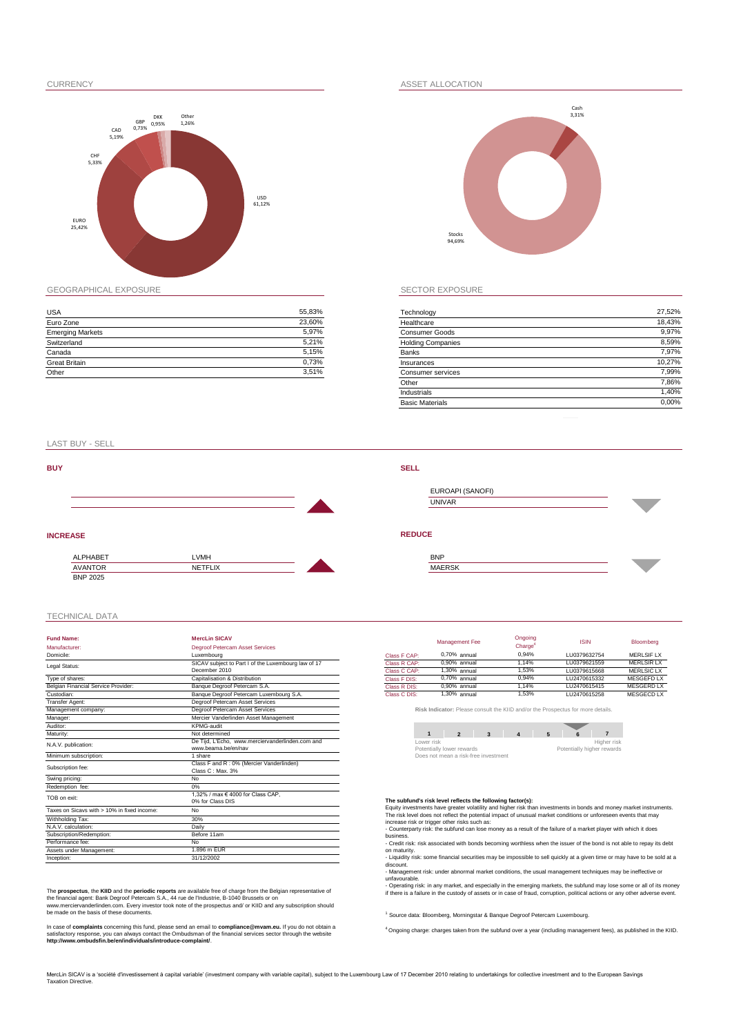## CURRENCY

Other
1,26%
DKK
0,95%
GBP
0,73%
CAD
5,19%
CHF
5,33%
EURO
25,42%
USD
61,12%

## ASSET ALLOCATION

Cash
3,31%
Stocks
94,69%

## GEOGRAPHICAL EXPOSURE

| | |
|---|---|
| USA | 55,83% |
| Euro Zone | 23,60% |
| Emerging Markets | 5,97% |
| Switzerland | 5,21% |
| Canada | 5,15% |
| Great Britain | 0,73% |
| Other | 3,51% |

## SECTOR EXPOSURE

| | |
|---|---|
| Technology | 27,52% |
| Healthcare | 18,43% |
| Consumer Goods | 9,97% |
| Holding Companies | 8,59% |
| Banks | 7,97% |
| Insurances | 10,27% |
| Consumer services | 7,99% |
| Other | 7,86% |
| Industrials | 1,40% |
| Basic Materials | 0,00% |

## LAST BUY - SELL

**BUY**

**SELL**

EUROAPI (SANOFI)
UNIVAR

**INCREASE**

| | |
|---|---|
| ALPHABET | LVMH |
| AVANTOR | NETFLIX |
| BNP 2025 | |

**REDUCE**

BNP
MAERSK

## TECHNICAL DATA

| | |
|---|---|
| **Fund Name:** | **MercLin SICAV** |
| Manufacturer: | Degroof Petercam Asset Services |
| Domicile: | Luxembourg |
| Legal Status: | SICAV subject to Part I of the Luxembourg law of 17 December 2010 |
| Type of shares: | Capitalisation & Distribution |
| Belgian Financial Service Provider: | Banque Degroof Petercam S.A. |
| Custodian: | Banque Degroof Petercam Luxembourg S.A. |
| Transfer Agent: | Degroof Petercam Asset Services |
| Management company: | Degroof Petercam Asset Services |
| Manager: | Mercier Vanderlinden Asset Management |
| Auditor: | KPMG-audit |
| Maturity: | Not determined |
| N.A.V. publication: | De Tijd, L'Echo, www.merciervanderlinden.com and www.beama.be/en/nav |
| Minimum subscription: | 1 share |
| Subscription fee: | Class F and R : 0% (Mercier Vanderlinden) Class C : Max. 3% |
| Swing pricing: | No |
| Redemption fee: | 0% |
| TOB on exit: | 1,32% / max € 4000 for Class CAP, 0% for Class DIS |
| Taxes on Sicavs with > 10% in fixed income: | No |
| Withholding Tax: | 30% |
| N.A.V. calculation: | Daily |
| Subscription/Redemption: | Before 11am |
| Performance fee: | No |
| Assets under Management: | 1.896 m EUR |
| Inception: | 31/12/2002 |

| | Management Fee | Ongoing Charge[4] | ISIN | Bloomberg |
|---|---|---|---|---|
| Class F CAP: | 0,70% annual | 0,94% | LU0379632754 | MERLSIF LX |
| Class R CAP: | 0,90% annual | 1,14% | LU0379621559 | MERLSIR LX |
| Class C CAP: | 1,30% annual | 1,53% | LU0379615668 | MERLSIC LX |
| Class F DIS: | 0,70% annual | 0,94% | LU2470615332 | MESGEFD LX |
| Class R DIS: | 0,90% annual | 1,14% | LU2470615415 | MESGERD LX |
| Class C DIS: | 1,30% annual | 1,53% | LU2470615258 | MESGECD LX |

**Risk Indicator:** Please consult the KIID and/or the Prospectus for more details.

1 2 3 4 5 6 7
Lower risk — Higher risk
Potentially lower rewards — Potentially higher rewards
Does not mean a risk-free investment

**The subfund's risk level reflects the following factor(s):**
Equity investments have greater volatility and higher risk than investments in bonds and money market instruments.
The risk level does not reflect the potential impact of unusual market conditions or unforeseen events that may increase risk or trigger other risks such as:
- Counterparty risk: the subfund can lose money as a result of the failure of a market player with which it does business.
- Credit risk: risk associated with bonds becoming worthless when the issuer of the bond is not able to repay its debt on maturity.
- Liquidity risk: some financial securities may be impossible to sell quickly at a given time or may have to be sold at a discount.
- Management risk: under abnormal market conditions, the usual management techniques may be ineffective or unfavourable.
- Operating risk: in any market, and especially in the emerging markets, the subfund may lose some or all of its money if there is a failure in the custody of assets or in case of fraud, corruption, political actions or any other adverse event.

The **prospectus**, the **KIID** and the **periodic reports** are available free of charge from the Belgian representative of the financial agent: Bank Degroof Petercam S.A., 44 rue de l'Industrie, B-1040 Brussels or on www.merciervanderlinden.com. Every investor took note of the prospectus and/ or KIID and any subscription should be made on the basis of these documents.

In case of **complaints** concerning this fund, please send an email to **compliance@mvam.eu**. If you do not obtain a satisfactory response, you can always contact the Ombudsman of the financial services sector through the website **http://www.ombudsfin.be/en/individuals/introduce-complaint/**.

[1] Source data: Bloomberg, Morningstar & Banque Degroof Petercam Luxembourg.

[4] Ongoing charge: charges taken from the subfund over a year (including management fees), as published in the KIID.

MercLin SICAV is a 'société d'investissement à capital variable' (investment company with variable capital), subject to the Luxembourg Law of 17 December 2010 relating to undertakings for collective investment and to the European Savings Taxation Directive.